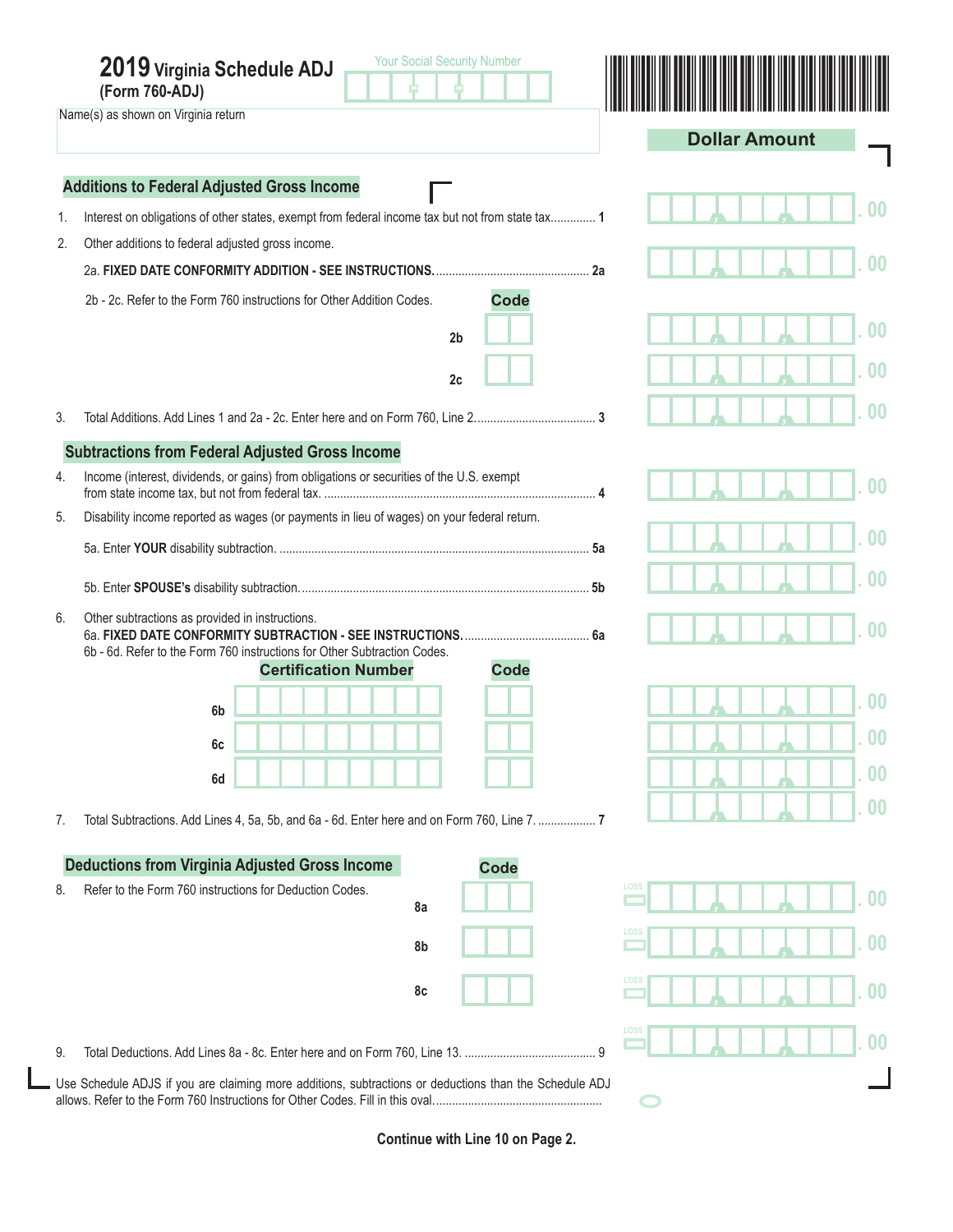# 2019 Virginia Schedule ADJ (Form 760-ADJ)

Your Social Security Number

Name(s) as shown on Virginia return

**Dollar Amount**

## Additions to Federal Adjusted Gross Income

1. Interest on obligations of other states, exempt from federal income tax but not from state tax.............. 1 — .00
2. Other additions to federal adjusted gross income.
   2a. **FIXED DATE CONFORMITY ADDITION - SEE INSTRUCTIONS.**................................................ 2a — .00
   2b - 2c. Refer to the Form 760 instructions for Other Addition Codes.

| | Code | Dollar Amount |
|---|---|---|
| 2b | | .00 |
| 2c | | .00 |

3. Total Additions. Add Lines 1 and 2a - 2c. Enter here and on Form 760, Line 2...................................... 3 — .00

## Subtractions from Federal Adjusted Gross Income

4. Income (interest, dividends, or gains) from obligations or securities of the U.S. exempt from state income tax, but not from federal tax. .................................................................................... 4 — .00
5. Disability income reported as wages (or payments in lieu of wages) on your federal return.
   5a. Enter **YOUR** disability subtraction. ................................................................................................ 5a — .00
   5b. Enter **SPOUSE's** disability subtraction.......................................................................................... 5b — .00
6. Other subtractions as provided in instructions.
   6a. **FIXED DATE CONFORMITY SUBTRACTION - SEE INSTRUCTIONS.**....................................... 6a — .00
   6b - 6d. Refer to the Form 760 instructions for Other Subtraction Codes.

| | Certification Number | Code | Dollar Amount |
|---|---|---|---|
| 6b | | | .00 |
| 6c | | | .00 |
| 6d | | | .00 |

7. Total Subtractions. Add Lines 4, 5a, 5b, and 6a - 6d. Enter here and on Form 760, Line 7. .................. 7 — .00

## Deductions from Virginia Adjusted Gross Income

8. Refer to the Form 760 instructions for Deduction Codes.

| | Code | LOSS | Dollar Amount |
|---|---|---|---|
| 8a | | | .00 |
| 8b | | | .00 |
| 8c | | | .00 |

9. Total Deductions. Add Lines 8a - 8c. Enter here and on Form 760, Line 13. ......................................... 9 — LOSS — .00

Use Schedule ADJS if you are claiming more additions, subtractions or deductions than the Schedule ADJ allows. Refer to the Form 760 Instructions for Other Codes. Fill in this oval.................................................... ○

**Continue with Line 10 on Page 2.**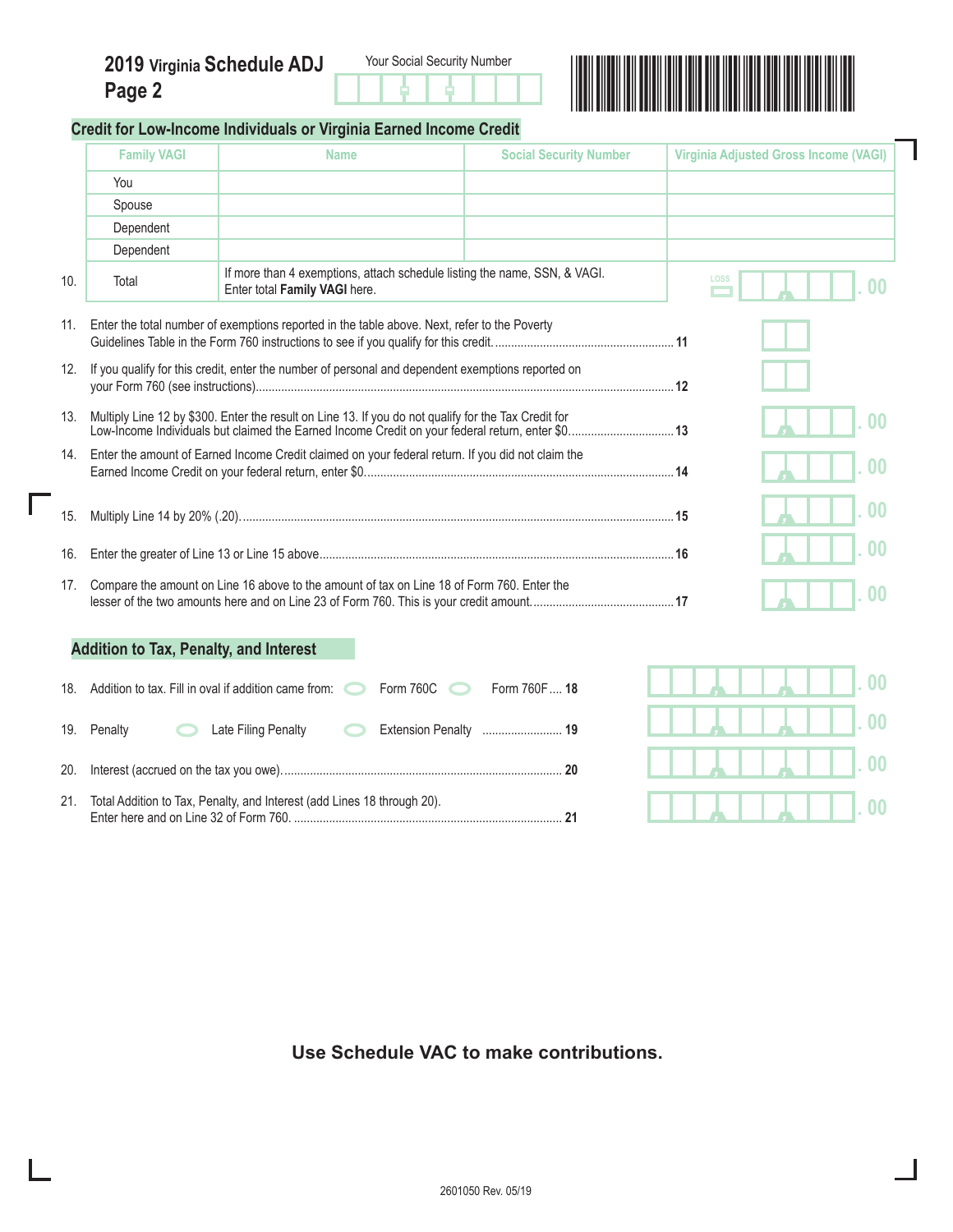# 2019 Virginia Schedule ADJ
## Page 2

Your Social Security Number

### Credit for Low-Income Individuals or Virginia Earned Income Credit

| | Family VAGI | Name | Social Security Number | Virginia Adjusted Gross Income (VAGI) |
|---|---|---|---|---|
| | You | | | |
| | Spouse | | | |
| | Dependent | | | |
| | Dependent | | | |
| 10. | Total | If more than 4 exemptions, attach schedule listing the name, SSN, & VAGI. Enter total **Family VAGI** here. | | LOSS .00 |

11. Enter the total number of exemptions reported in the table above. Next, refer to the Poverty Guidelines Table in the Form 760 instructions to see if you qualify for this credit. .......... 11

12. If you qualify for this credit, enter the number of personal and dependent exemptions reported on your Form 760 (see instructions) .......... 12

13. Multiply Line 12 by $300. Enter the result on Line 13. If you do not qualify for the Tax Credit for Low-Income Individuals but claimed the Earned Income Credit on your federal return, enter $0 .......... 13 .00

14. Enter the amount of Earned Income Credit claimed on your federal return. If you did not claim the Earned Income Credit on your federal return, enter $0 .......... 14 .00

15. Multiply Line 14 by 20% (.20) .......... 15 .00

16. Enter the greater of Line 13 or Line 15 above .......... 16 .00

17. Compare the amount on Line 16 above to the amount of tax on Line 18 of Form 760. Enter the lesser of the two amounts here and on Line 23 of Form 760. This is your credit amount .......... 17 .00

### Addition to Tax, Penalty, and Interest

18. Addition to tax. Fill in oval if addition came from: ⬭ Form 760C ⬭ Form 760F .... 18 .00

19. Penalty ⬭ Late Filing Penalty ⬭ Extension Penalty .......... 19 .00

20. Interest (accrued on the tax you owe) .......... 20 .00

21. Total Addition to Tax, Penalty, and Interest (add Lines 18 through 20). Enter here and on Line 32 of Form 760. .......... 21 .00

**Use Schedule VAC to make contributions.**

2601050 Rev. 05/19